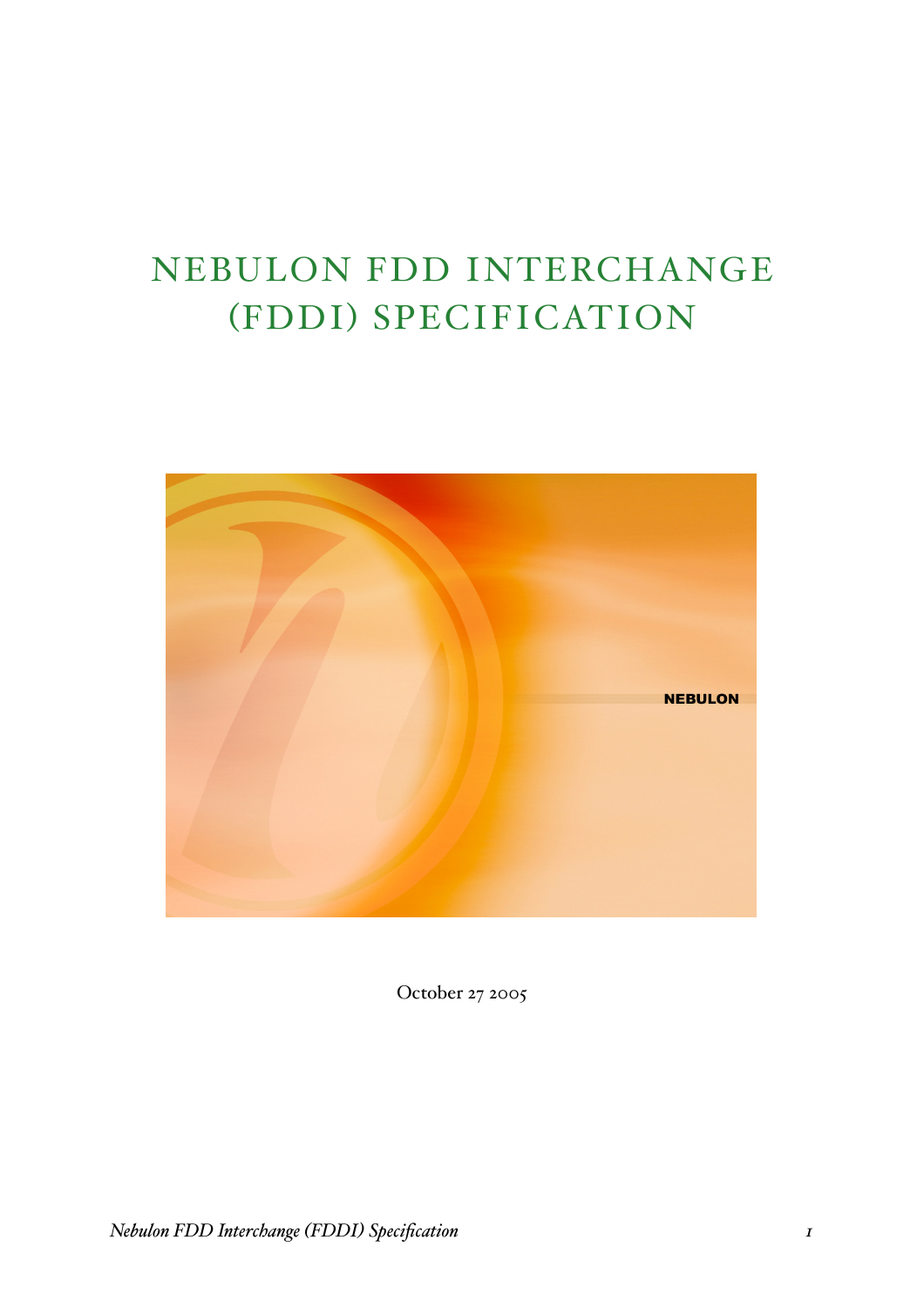# NEBULON FDD INTERCHANGE (FDDI) SPECIFICATION

October 27 2005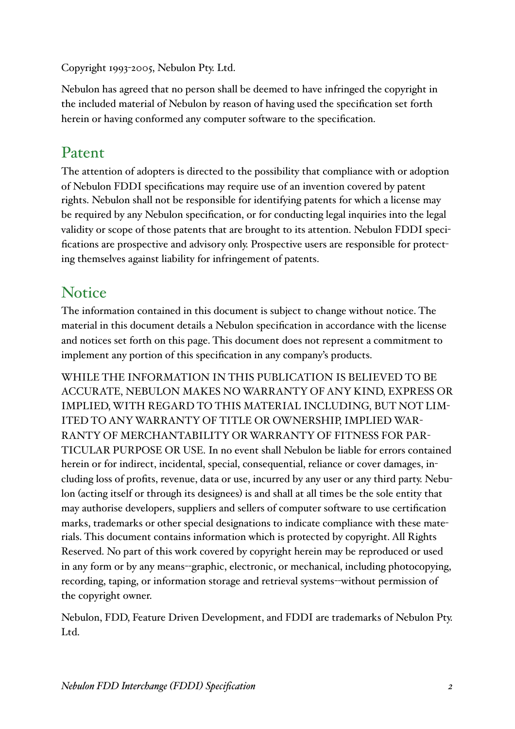Copyright 1993-2005, Nebulon Pty. Ltd.

Nebulon has agreed that no person shall be deemed to have infringed the copyright in the included material of Nebulon by reason of having used the specification set forth herein or having conformed any computer software to the specification.

## Patent

The attention of adopters is directed to the possibility that compliance with or adoption of Nebulon FDDI specifications may require use of an invention covered by patent rights. Nebulon shall not be responsible for identifying patents for which a license may be required by any Nebulon specification, or for conducting legal inquiries into the legal validity or scope of those patents that are brought to its attention. Nebulon FDDI specifications are prospective and advisory only. Prospective users are responsible for protecting themselves against liability for infringement of patents.

## Notice

The information contained in this document is subject to change without notice. The material in this document details a Nebulon specification in accordance with the license and notices set forth on this page. This document does not represent a commitment to implement any portion of this specification in any company's products.

WHILE THE INFORMATION IN THIS PUBLICATION IS BELIEVED TO BE ACCURATE, NEBULON MAKES NO WARRANTY OF ANY KIND, EXPRESS OR IMPLIED, WITH REGARD TO THIS MATERIAL INCLUDING, BUT NOT LIMITED TO ANY WARRANTY OF TITLE OR OWNERSHIP, IMPLIED WARRANTY OF MERCHANTABILITY OR WARRANTY OF FITNESS FOR PARTICULAR PURPOSE OR USE. In no event shall Nebulon be liable for errors contained herein or for indirect, incidental, special, consequential, reliance or cover damages, including loss of profits, revenue, data or use, incurred by any user or any third party. Nebulon (acting itself or through its designees) is and shall at all times be the sole entity that may authorise developers, suppliers and sellers of computer software to use certification marks, trademarks or other special designations to indicate compliance with these materials. This document contains information which is protected by copyright. All Rights Reserved. No part of this work covered by copyright herein may be reproduced or used in any form or by any means--graphic, electronic, or mechanical, including photocopying, recording, taping, or information storage and retrieval systems--without permission of the copyright owner.

Nebulon, FDD, Feature Driven Development, and FDDI are trademarks of Nebulon Pty. Ltd.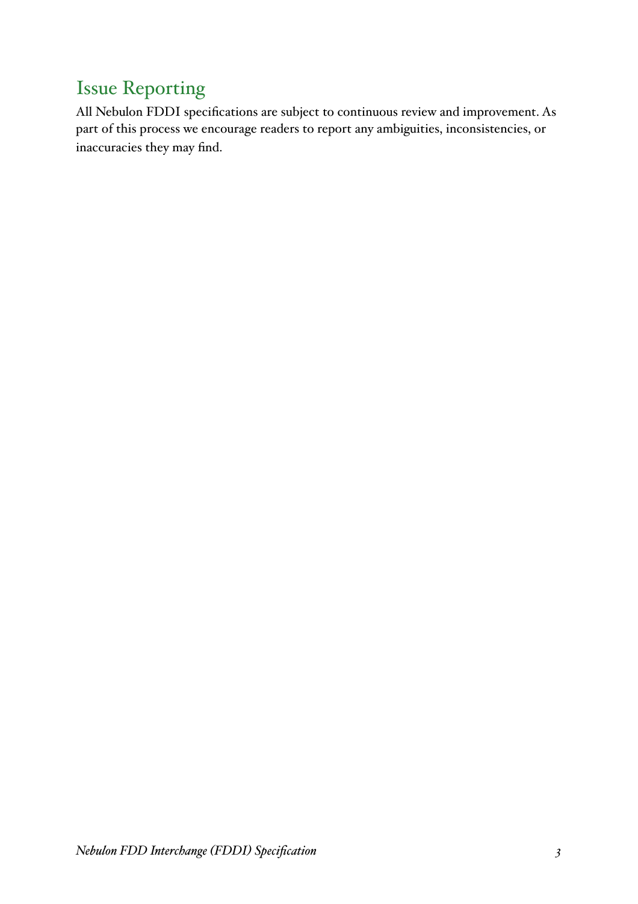## Issue Reporting

All Nebulon FDDI specifications are subject to continuous review and improvement. As part of this process we encourage readers to report any ambiguities, inconsistencies, or inaccuracies they may find.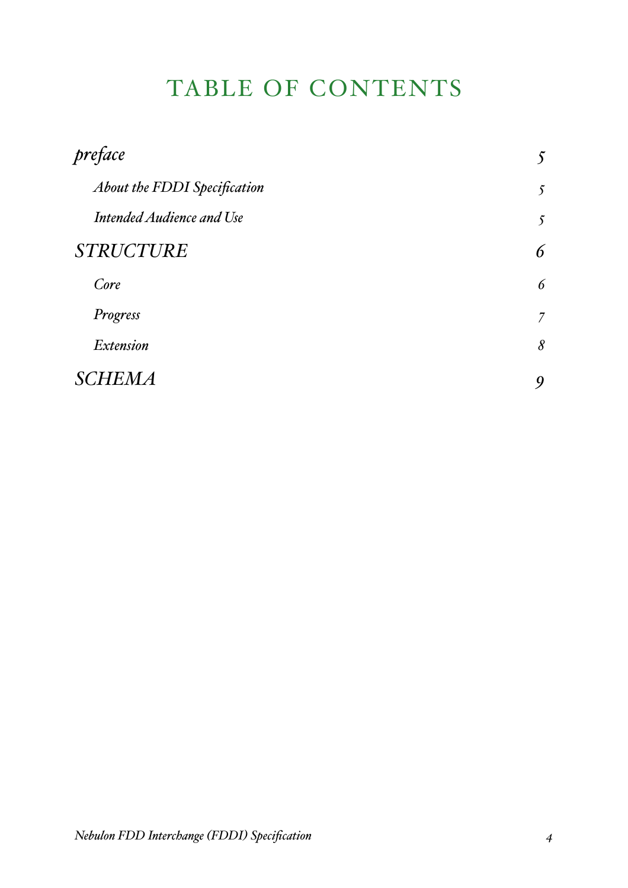# TABLE OF CONTENTS

| | |
|---|---|
| *preface* | *5* |
| *About the FDDI Specification* | *5* |
| *Intended Audience and Use* | *5* |
| *STRUCTURE* | *6* |
| *Core* | *6* |
| *Progress* | *7* |
| *Extension* | *8* |
| *SCHEMA* | *9* |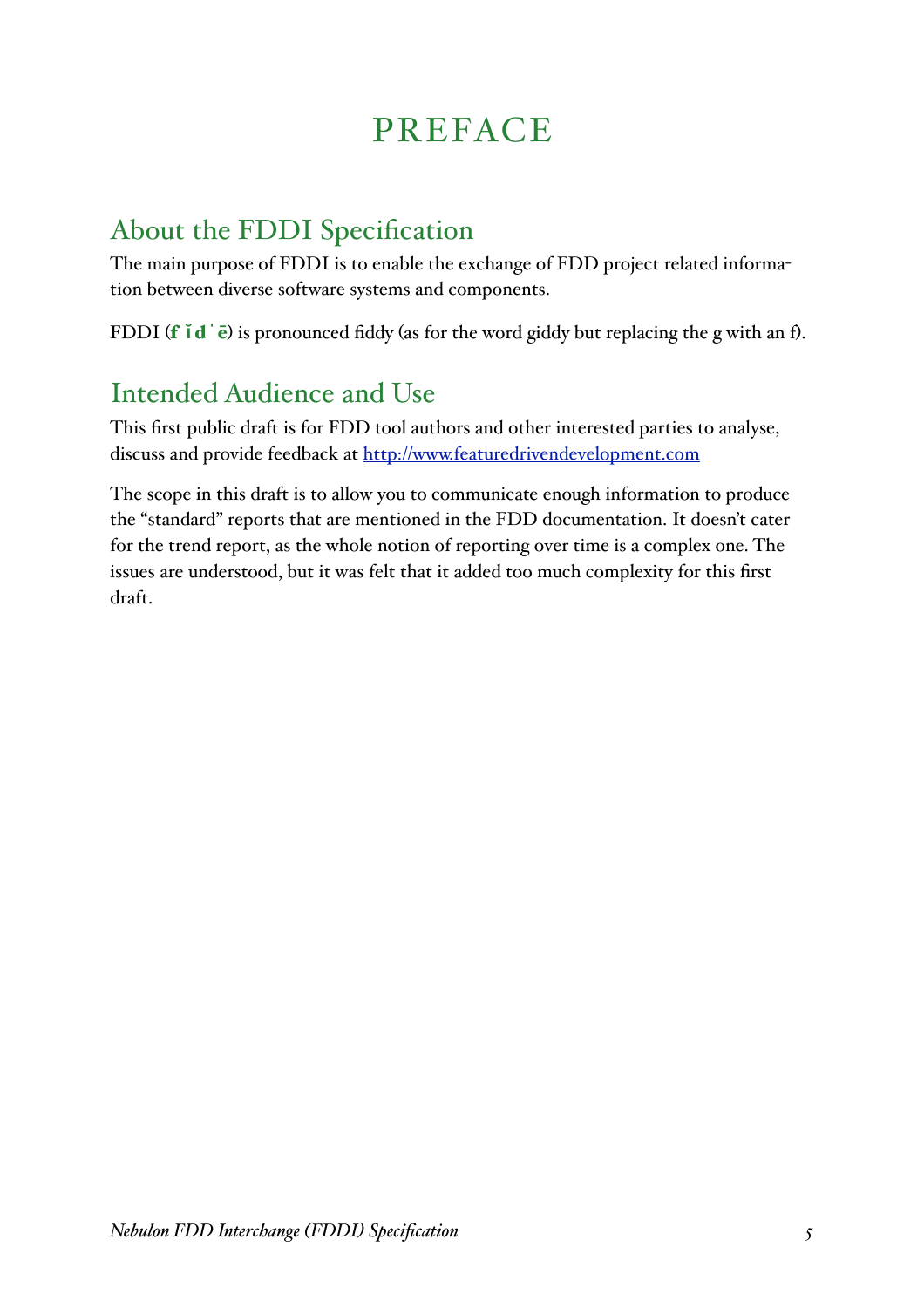# PREFACE

## About the FDDI Specification

The main purpose of FDDI is to enable the exchange of FDD project related information between diverse software systems and components.

FDDI (**f ĭ d ˈ ē**) is pronounced fiddy (as for the word giddy but replacing the g with an f).

## Intended Audience and Use

This first public draft is for FDD tool authors and other interested parties to analyse, discuss and provide feedback at http://www.featuredrivendevelopment.com

The scope in this draft is to allow you to communicate enough information to produce the "standard" reports that are mentioned in the FDD documentation. It doesn't cater for the trend report, as the whole notion of reporting over time is a complex one. The issues are understood, but it was felt that it added too much complexity for this first draft.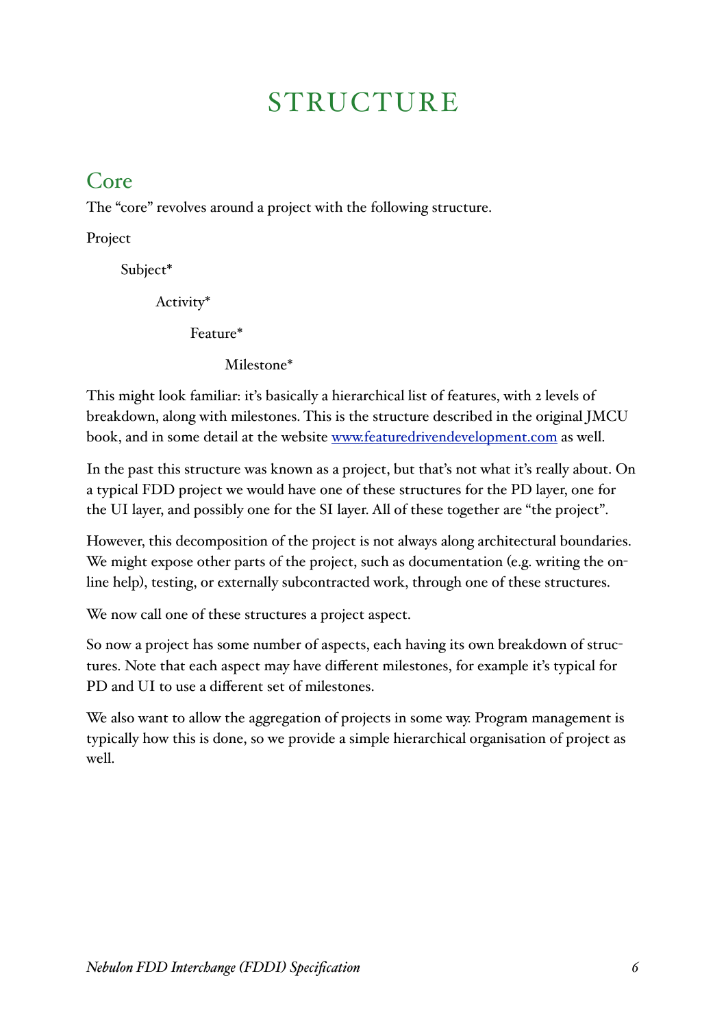# STRUCTURE

## Core

The "core" revolves around a project with the following structure.

Project

  Subject*

    Activity*

      Feature*

        Milestone*

This might look familiar: it's basically a hierarchical list of features, with 2 levels of breakdown, along with milestones. This is the structure described in the original JMCU book, and in some detail at the website [www.featuredrivendevelopment.com](http://www.featuredrivendevelopment.com) as well.

In the past this structure was known as a project, but that's not what it's really about. On a typical FDD project we would have one of these structures for the PD layer, one for the UI layer, and possibly one for the SI layer. All of these together are "the project".

However, this decomposition of the project is not always along architectural boundaries. We might expose other parts of the project, such as documentation (e.g. writing the on-line help), testing, or externally subcontracted work, through one of these structures.

We now call one of these structures a project aspect.

So now a project has some number of aspects, each having its own breakdown of structures. Note that each aspect may have different milestones, for example it's typical for PD and UI to use a different set of milestones.

We also want to allow the aggregation of projects in some way. Program management is typically how this is done, so we provide a simple hierarchical organisation of project as well.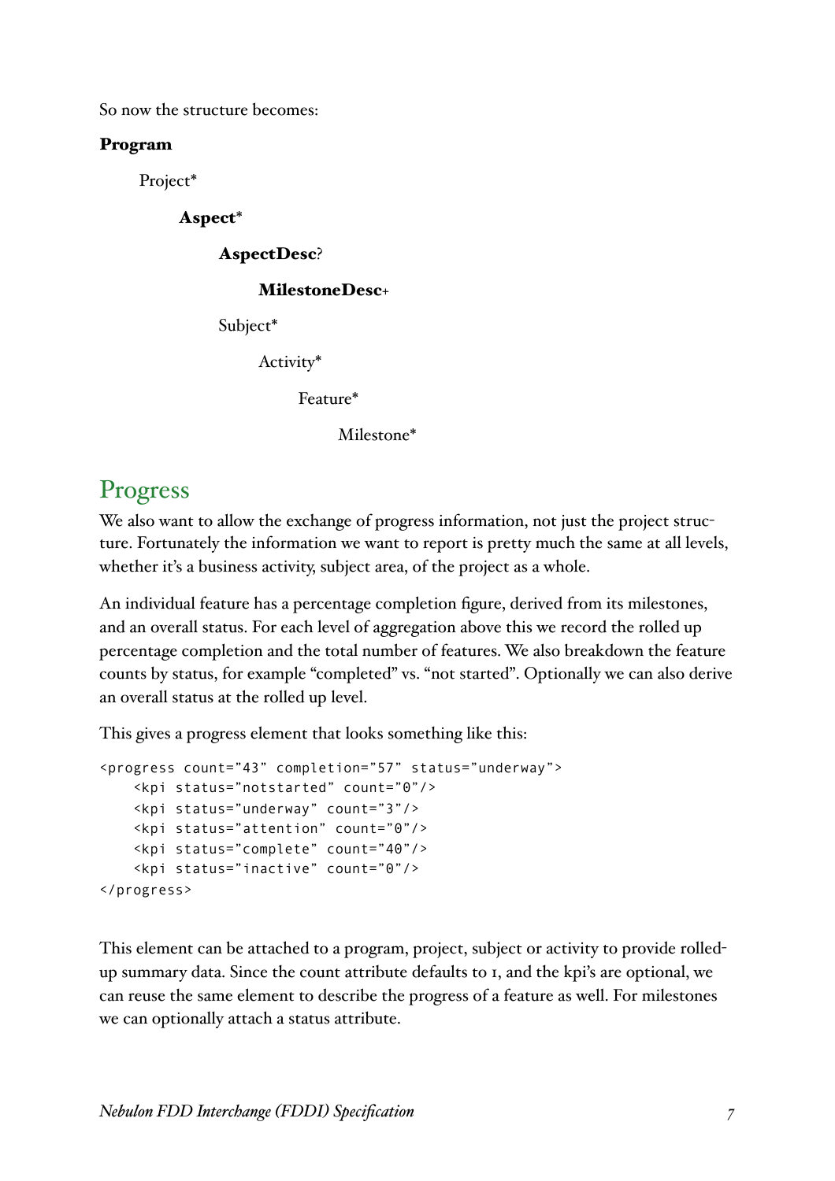So now the structure becomes:

**Program**

  Project*

    **Aspect***

      **AspectDesc**?

        **MilestoneDesc**+

      Subject*

        Activity*

          Feature*

            Milestone*

## Progress

We also want to allow the exchange of progress information, not just the project structure. Fortunately the information we want to report is pretty much the same at all levels, whether it's a business activity, subject area, of the project as a whole.

An individual feature has a percentage completion figure, derived from its milestones, and an overall status. For each level of aggregation above this we record the rolled up percentage completion and the total number of features. We also breakdown the feature counts by status, for example "completed" vs. "not started". Optionally we can also derive an overall status at the rolled up level.

This gives a progress element that looks something like this:

```
<progress count="43" completion="57" status="underway">
    <kpi status="notstarted" count="0"/>
    <kpi status="underway" count="3"/>
    <kpi status="attention" count="0"/>
    <kpi status="complete" count="40"/>
    <kpi status="inactive" count="0"/>
</progress>
```

This element can be attached to a program, project, subject or activity to provide rolled-up summary data. Since the count attribute defaults to 1, and the kpi's are optional, we can reuse the same element to describe the progress of a feature as well. For milestones we can optionally attach a status attribute.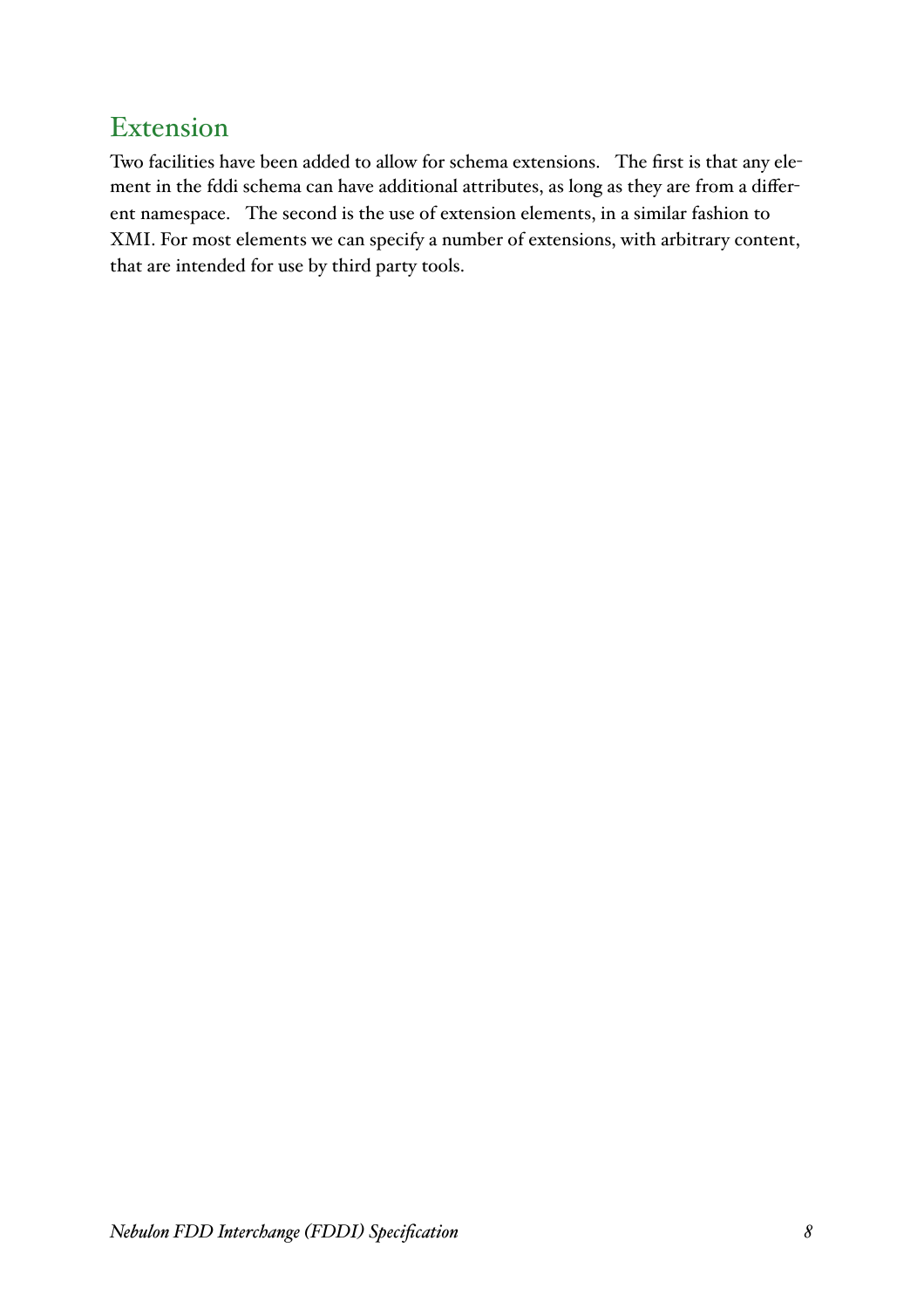## Extension

Two facilities have been added to allow for schema extensions. The first is that any element in the fddi schema can have additional attributes, as long as they are from a different namespace. The second is the use of extension elements, in a similar fashion to XMI. For most elements we can specify a number of extensions, with arbitrary content, that are intended for use by third party tools.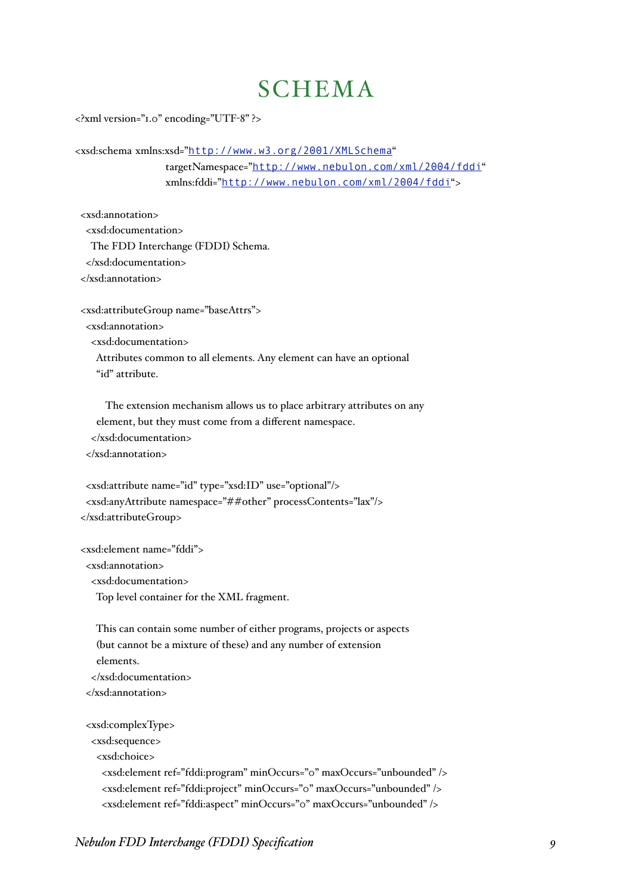# SCHEMA

```
<?xml version="1.0" encoding="UTF-8" ?>

<xsd:schema xmlns:xsd="http://www.w3.org/2001/XMLSchema"
            targetNamespace="http://www.nebulon.com/xml/2004/fddi"
            xmlns:fddi="http://www.nebulon.com/xml/2004/fddi">

 <xsd:annotation>
  <xsd:documentation>
   The FDD Interchange (FDDI) Schema.
  </xsd:documentation>
 </xsd:annotation>

 <xsd:attributeGroup name="baseAttrs">
  <xsd:annotation>
   <xsd:documentation>
    Attributes common to all elements. Any element can have an optional
    "id" attribute.

      The extension mechanism allows us to place arbitrary attributes on any
    element, but they must come from a different namespace.
   </xsd:documentation>
  </xsd:annotation>

  <xsd:attribute name="id" type="xsd:ID" use="optional"/>
  <xsd:anyAttribute namespace="##other" processContents="lax"/>
 </xsd:attributeGroup>

 <xsd:element name="fddi">
  <xsd:annotation>
   <xsd:documentation>
    Top level container for the XML fragment.

    This can contain some number of either programs, projects or aspects
    (but cannot be a mixture of these) and any number of extension
    elements.
   </xsd:documentation>
  </xsd:annotation>

  <xsd:complexType>
   <xsd:sequence>
    <xsd:choice>
     <xsd:element ref="fddi:program" minOccurs="0" maxOccurs="unbounded" />
     <xsd:element ref="fddi:project" minOccurs="0" maxOccurs="unbounded" />
     <xsd:element ref="fddi:aspect" minOccurs="0" maxOccurs="unbounded" />
```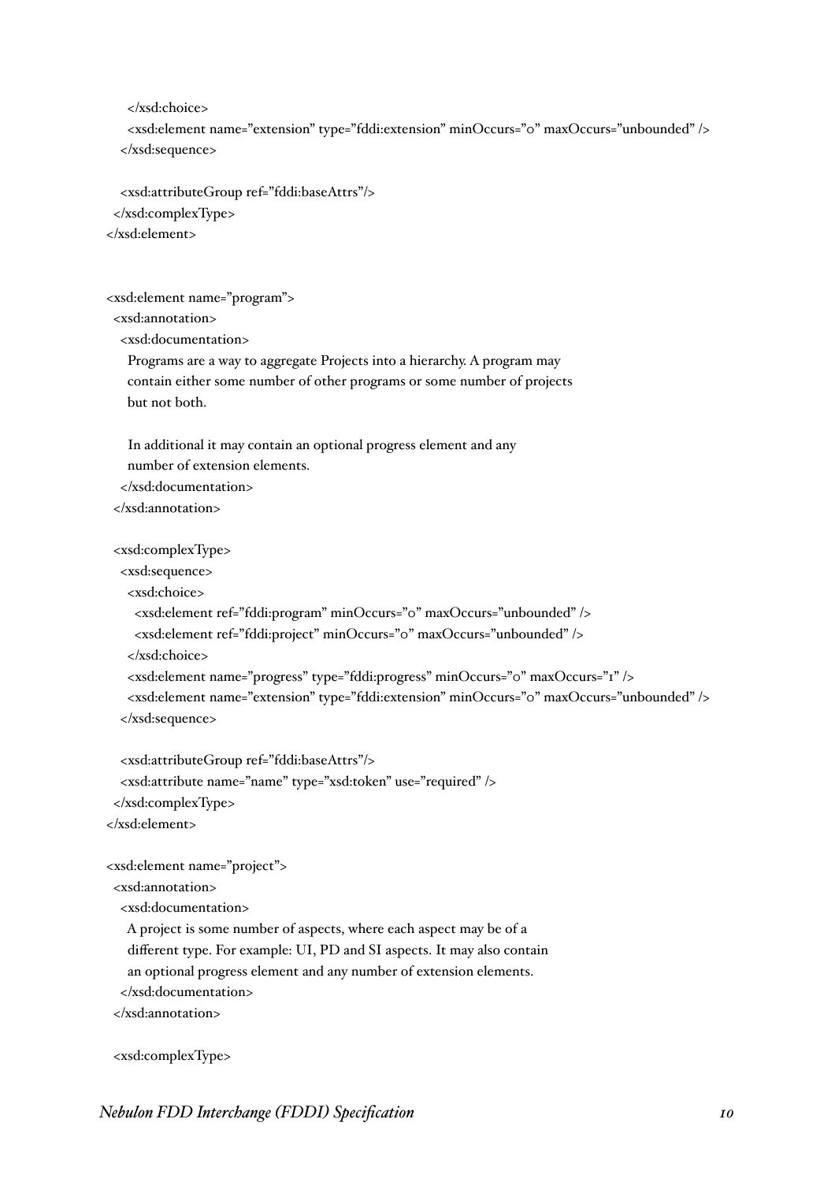```
    </xsd:choice>
    <xsd:element name="extension" type="fddi:extension" minOccurs="0" maxOccurs="unbounded" />
  </xsd:sequence>

  <xsd:attributeGroup ref="fddi:baseAttrs"/>
 </xsd:complexType>
</xsd:element>


<xsd:element name="program">
 <xsd:annotation>
  <xsd:documentation>
   Programs are a way to aggregate Projects into a hierarchy. A program may
   contain either some number of other programs or some number of projects
   but not both.

   In additional it may contain an optional progress element and any
   number of extension elements.
  </xsd:documentation>
 </xsd:annotation>

 <xsd:complexType>
  <xsd:sequence>
   <xsd:choice>
    <xsd:element ref="fddi:program" minOccurs="0" maxOccurs="unbounded" />
    <xsd:element ref="fddi:project" minOccurs="0" maxOccurs="unbounded" />
   </xsd:choice>
   <xsd:element name="progress" type="fddi:progress" minOccurs="0" maxOccurs="1" />
   <xsd:element name="extension" type="fddi:extension" minOccurs="0" maxOccurs="unbounded" />
  </xsd:sequence>

  <xsd:attributeGroup ref="fddi:baseAttrs"/>
  <xsd:attribute name="name" type="xsd:token" use="required" />
 </xsd:complexType>
</xsd:element>

<xsd:element name="project">
 <xsd:annotation>
  <xsd:documentation>
   A project is some number of aspects, where each aspect may be of a
   different type. For example: UI, PD and SI aspects. It may also contain
   an optional progress element and any number of extension elements.
  </xsd:documentation>
 </xsd:annotation>

 <xsd:complexType>
```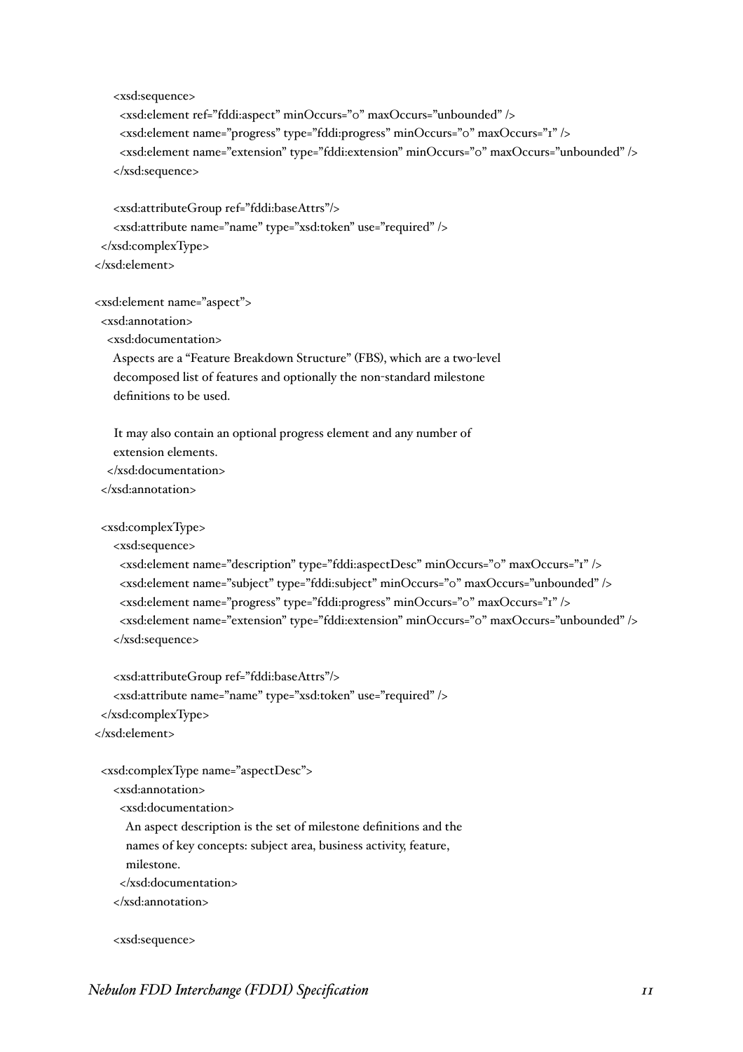```
    <xsd:sequence>
      <xsd:element ref="fddi:aspect" minOccurs="0" maxOccurs="unbounded" />
      <xsd:element name="progress" type="fddi:progress" minOccurs="0" maxOccurs="1" />
      <xsd:element name="extension" type="fddi:extension" minOccurs="0" maxOccurs="unbounded" />
    </xsd:sequence>

    <xsd:attributeGroup ref="fddi:baseAttrs"/>
    <xsd:attribute name="name" type="xsd:token" use="required" />
  </xsd:complexType>
</xsd:element>

<xsd:element name="aspect">
  <xsd:annotation>
   <xsd:documentation>
    Aspects are a "Feature Breakdown Structure" (FBS), which are a two-level
    decomposed list of features and optionally the non-standard milestone
    definitions to be used.

    It may also contain an optional progress element and any number of
    extension elements.
   </xsd:documentation>
  </xsd:annotation>

  <xsd:complexType>
    <xsd:sequence>
      <xsd:element name="description" type="fddi:aspectDesc" minOccurs="0" maxOccurs="1" />
      <xsd:element name="subject" type="fddi:subject" minOccurs="0" maxOccurs="unbounded" />
      <xsd:element name="progress" type="fddi:progress" minOccurs="0" maxOccurs="1" />
      <xsd:element name="extension" type="fddi:extension" minOccurs="0" maxOccurs="unbounded" />
    </xsd:sequence>

    <xsd:attributeGroup ref="fddi:baseAttrs"/>
    <xsd:attribute name="name" type="xsd:token" use="required" />
  </xsd:complexType>
</xsd:element>

  <xsd:complexType name="aspectDesc">
    <xsd:annotation>
      <xsd:documentation>
        An aspect description is the set of milestone definitions and the
        names of key concepts: subject area, business activity, feature,
        milestone.
      </xsd:documentation>
    </xsd:annotation>

    <xsd:sequence>
```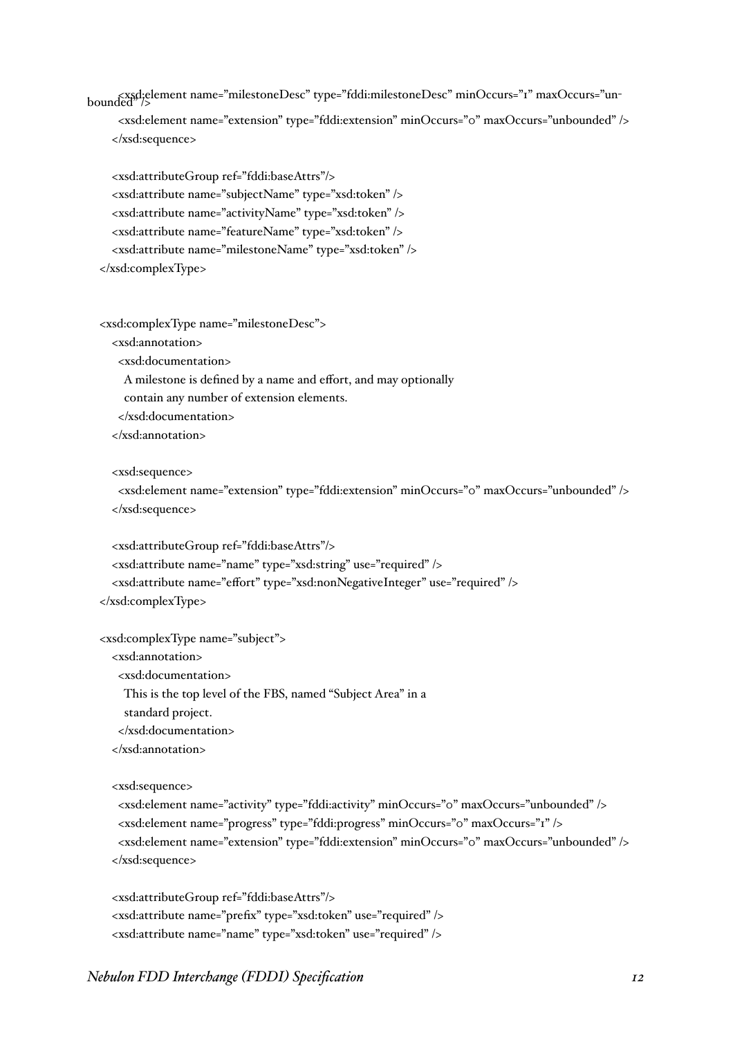```
        <xsd:element name="milestoneDesc" type="fddi:milestoneDesc" minOccurs="1" maxOccurs="unbounded" />
        <xsd:element name="extension" type="fddi:extension" minOccurs="0" maxOccurs="unbounded" />
      </xsd:sequence>

      <xsd:attributeGroup ref="fddi:baseAttrs"/>
      <xsd:attribute name="subjectName" type="xsd:token" />
      <xsd:attribute name="activityName" type="xsd:token" />
      <xsd:attribute name="featureName" type="xsd:token" />
      <xsd:attribute name="milestoneName" type="xsd:token" />
    </xsd:complexType>


    <xsd:complexType name="milestoneDesc">
      <xsd:annotation>
        <xsd:documentation>
          A milestone is defined by a name and effort, and may optionally
          contain any number of extension elements.
        </xsd:documentation>
      </xsd:annotation>

      <xsd:sequence>
        <xsd:element name="extension" type="fddi:extension" minOccurs="0" maxOccurs="unbounded" />
      </xsd:sequence>

      <xsd:attributeGroup ref="fddi:baseAttrs"/>
      <xsd:attribute name="name" type="xsd:string" use="required" />
      <xsd:attribute name="effort" type="xsd:nonNegativeInteger" use="required" />
    </xsd:complexType>

    <xsd:complexType name="subject">
      <xsd:annotation>
        <xsd:documentation>
          This is the top level of the FBS, named "Subject Area" in a
          standard project.
        </xsd:documentation>
      </xsd:annotation>

      <xsd:sequence>
        <xsd:element name="activity" type="fddi:activity" minOccurs="0" maxOccurs="unbounded" />
        <xsd:element name="progress" type="fddi:progress" minOccurs="0" maxOccurs="1" />
        <xsd:element name="extension" type="fddi:extension" minOccurs="0" maxOccurs="unbounded" />
      </xsd:sequence>

      <xsd:attributeGroup ref="fddi:baseAttrs"/>
      <xsd:attribute name="prefix" type="xsd:token" use="required" />
      <xsd:attribute name="name" type="xsd:token" use="required" />
```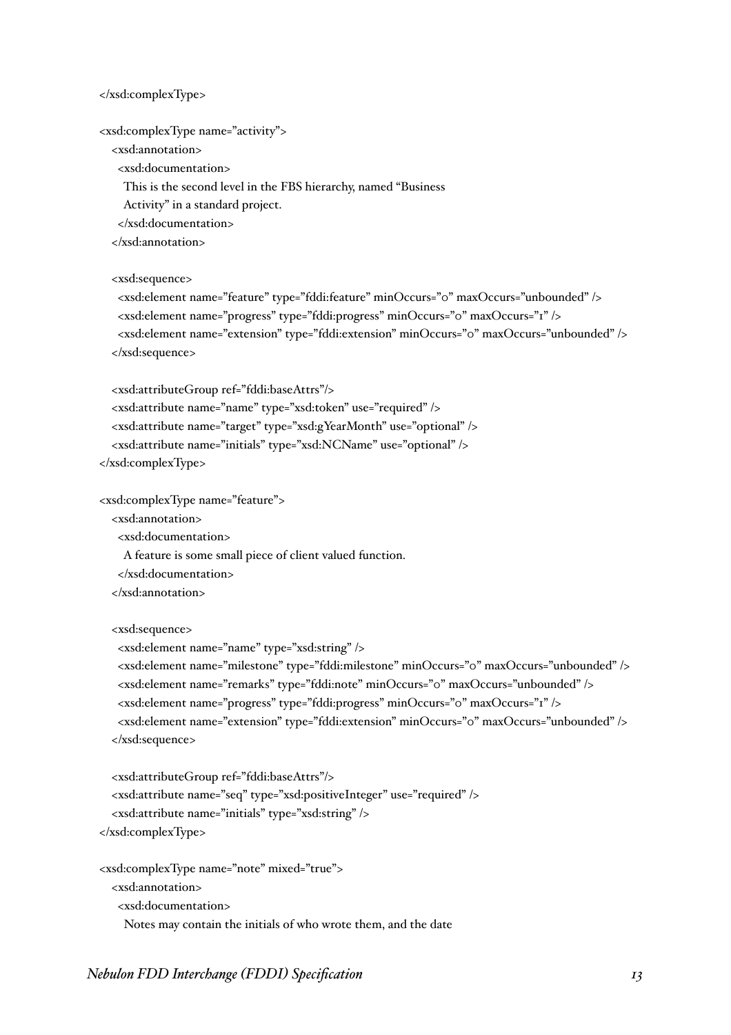```
</xsd:complexType>

<xsd:complexType name="activity">
  <xsd:annotation>
    <xsd:documentation>
      This is the second level in the FBS hierarchy, named "Business
      Activity" in a standard project.
    </xsd:documentation>
  </xsd:annotation>

  <xsd:sequence>
    <xsd:element name="feature" type="fddi:feature" minOccurs="0" maxOccurs="unbounded" />
    <xsd:element name="progress" type="fddi:progress" minOccurs="0" maxOccurs="1" />
    <xsd:element name="extension" type="fddi:extension" minOccurs="0" maxOccurs="unbounded" />
  </xsd:sequence>

  <xsd:attributeGroup ref="fddi:baseAttrs"/>
  <xsd:attribute name="name" type="xsd:token" use="required" />
  <xsd:attribute name="target" type="xsd:gYearMonth" use="optional" />
  <xsd:attribute name="initials" type="xsd:NCName" use="optional" />
</xsd:complexType>

<xsd:complexType name="feature">
  <xsd:annotation>
    <xsd:documentation>
      A feature is some small piece of client valued function.
    </xsd:documentation>
  </xsd:annotation>

  <xsd:sequence>
    <xsd:element name="name" type="xsd:string" />
    <xsd:element name="milestone" type="fddi:milestone" minOccurs="0" maxOccurs="unbounded" />
    <xsd:element name="remarks" type="fddi:note" minOccurs="0" maxOccurs="unbounded" />
    <xsd:element name="progress" type="fddi:progress" minOccurs="0" maxOccurs="1" />
    <xsd:element name="extension" type="fddi:extension" minOccurs="0" maxOccurs="unbounded" />
  </xsd:sequence>

  <xsd:attributeGroup ref="fddi:baseAttrs"/>
  <xsd:attribute name="seq" type="xsd:positiveInteger" use="required" />
  <xsd:attribute name="initials" type="xsd:string" />
</xsd:complexType>

<xsd:complexType name="note" mixed="true">
  <xsd:annotation>
    <xsd:documentation>
      Notes may contain the initials of who wrote them, and the date
```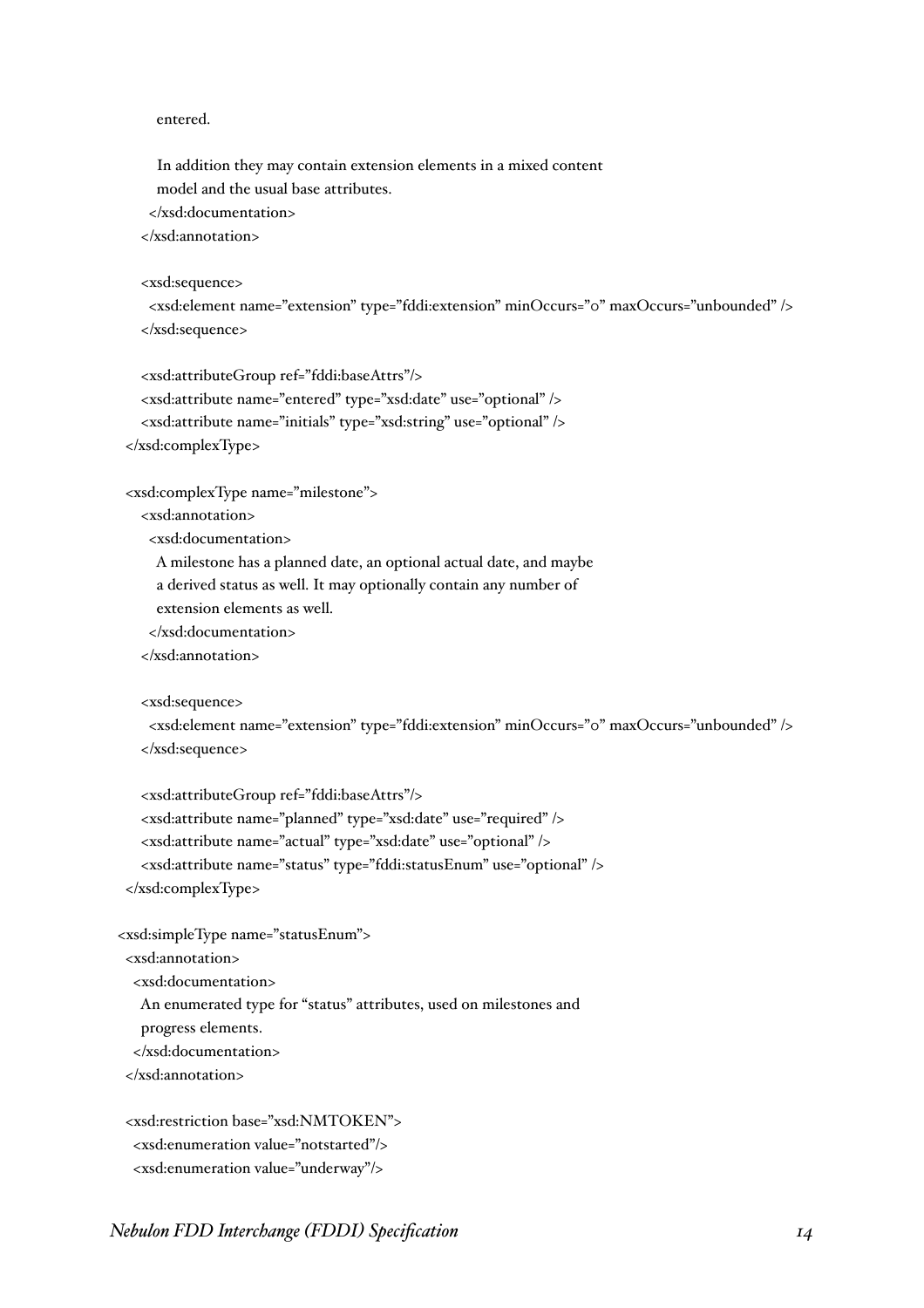```
        entered.

        In addition they may contain extension elements in a mixed content
        model and the usual base attributes.
      </xsd:documentation>
    </xsd:annotation>

    <xsd:sequence>
      <xsd:element name="extension" type="fddi:extension" minOccurs="0" maxOccurs="unbounded" />
    </xsd:sequence>

    <xsd:attributeGroup ref="fddi:baseAttrs"/>
    <xsd:attribute name="entered" type="xsd:date" use="optional" />
    <xsd:attribute name="initials" type="xsd:string" use="optional" />
  </xsd:complexType>

  <xsd:complexType name="milestone">
    <xsd:annotation>
      <xsd:documentation>
        A milestone has a planned date, an optional actual date, and maybe
        a derived status as well. It may optionally contain any number of
        extension elements as well.
      </xsd:documentation>
    </xsd:annotation>

    <xsd:sequence>
      <xsd:element name="extension" type="fddi:extension" minOccurs="0" maxOccurs="unbounded" />
    </xsd:sequence>

    <xsd:attributeGroup ref="fddi:baseAttrs"/>
    <xsd:attribute name="planned" type="xsd:date" use="required" />
    <xsd:attribute name="actual" type="xsd:date" use="optional" />
    <xsd:attribute name="status" type="fddi:statusEnum" use="optional" />
  </xsd:complexType>

<xsd:simpleType name="statusEnum">
  <xsd:annotation>
    <xsd:documentation>
      An enumerated type for "status" attributes, used on milestones and
      progress elements.
    </xsd:documentation>
  </xsd:annotation>

  <xsd:restriction base="xsd:NMTOKEN">
    <xsd:enumeration value="notstarted"/>
    <xsd:enumeration value="underway"/>
```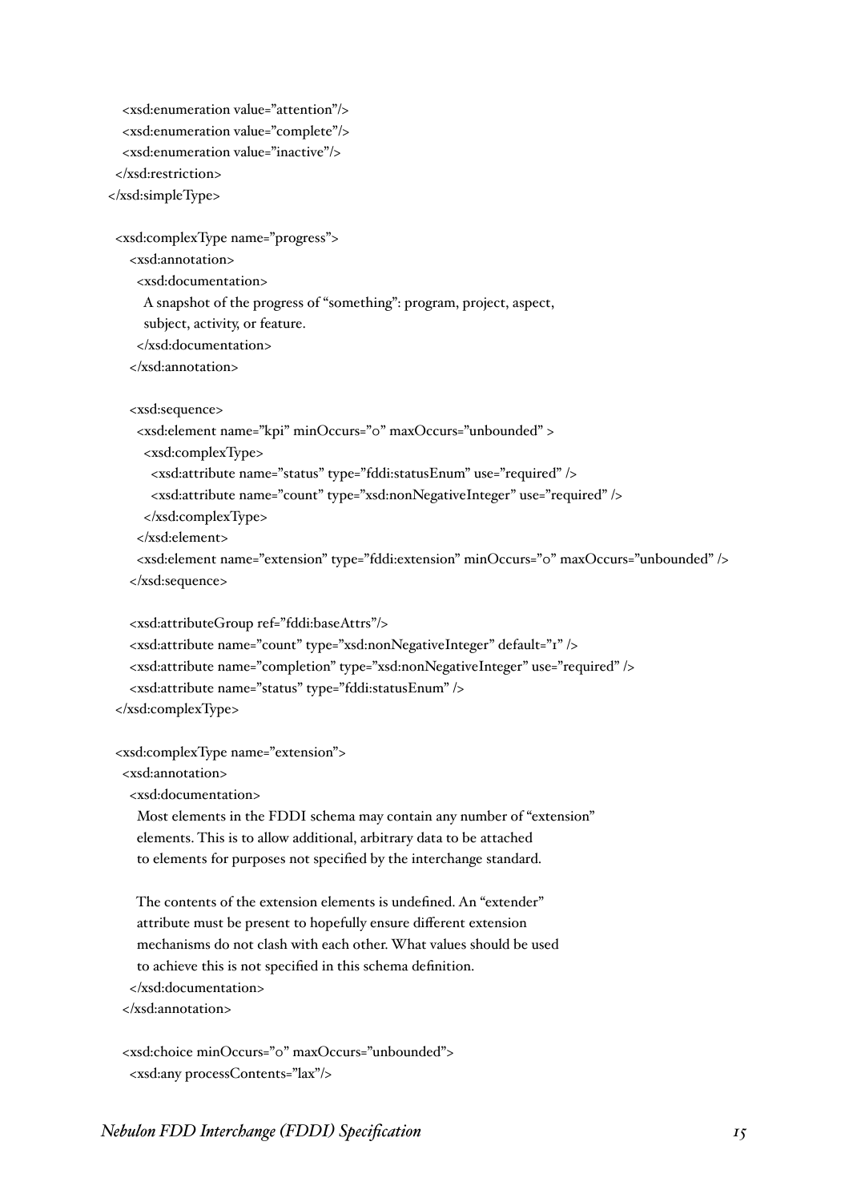```
    <xsd:enumeration value="attention"/>
    <xsd:enumeration value="complete"/>
    <xsd:enumeration value="inactive"/>
  </xsd:restriction>
</xsd:simpleType>

  <xsd:complexType name="progress">
    <xsd:annotation>
      <xsd:documentation>
        A snapshot of the progress of "something": program, project, aspect,
        subject, activity, or feature.
      </xsd:documentation>
    </xsd:annotation>

    <xsd:sequence>
      <xsd:element name="kpi" minOccurs="0" maxOccurs="unbounded" >
        <xsd:complexType>
          <xsd:attribute name="status" type="fddi:statusEnum" use="required" />
          <xsd:attribute name="count" type="xsd:nonNegativeInteger" use="required" />
        </xsd:complexType>
      </xsd:element>
      <xsd:element name="extension" type="fddi:extension" minOccurs="0" maxOccurs="unbounded" />
    </xsd:sequence>

    <xsd:attributeGroup ref="fddi:baseAttrs"/>
    <xsd:attribute name="count" type="xsd:nonNegativeInteger" default="1" />
    <xsd:attribute name="completion" type="xsd:nonNegativeInteger" use="required" />
    <xsd:attribute name="status" type="fddi:statusEnum" />
  </xsd:complexType>

  <xsd:complexType name="extension">
    <xsd:annotation>
      <xsd:documentation>
        Most elements in the FDDI schema may contain any number of "extension"
        elements. This is to allow additional, arbitrary data to be attached
        to elements for purposes not specified by the interchange standard.

        The contents of the extension elements is undefined. An "extender"
        attribute must be present to hopefully ensure different extension
        mechanisms do not clash with each other. What values should be used
        to achieve this is not specified in this schema definition.
      </xsd:documentation>
    </xsd:annotation>

    <xsd:choice minOccurs="0" maxOccurs="unbounded">
      <xsd:any processContents="lax"/>
```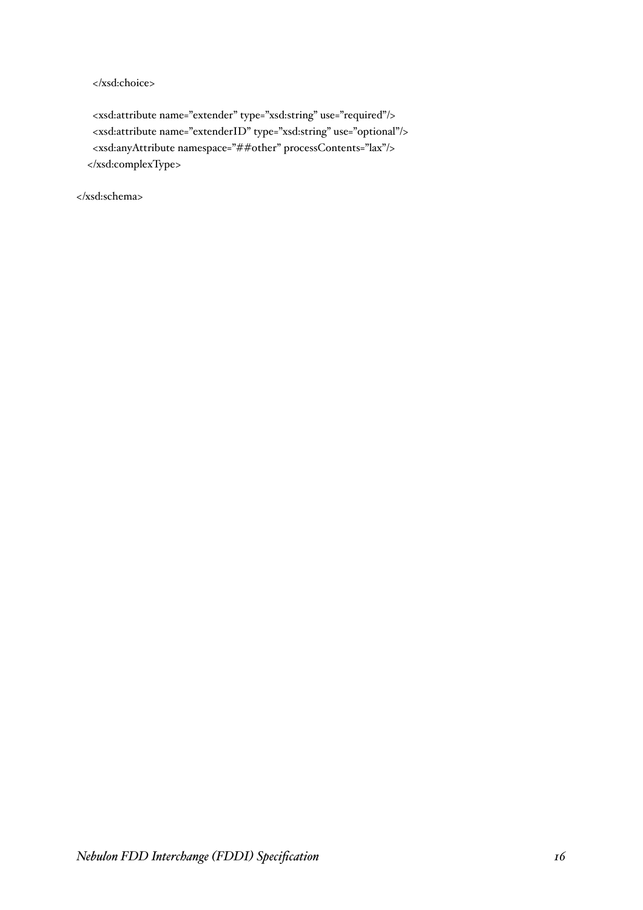```
    </xsd:choice>

    <xsd:attribute name="extender" type="xsd:string" use="required"/>
    <xsd:attribute name="extenderID" type="xsd:string" use="optional"/>
    <xsd:anyAttribute namespace="##other" processContents="lax"/>
  </xsd:complexType>

</xsd:schema>
```